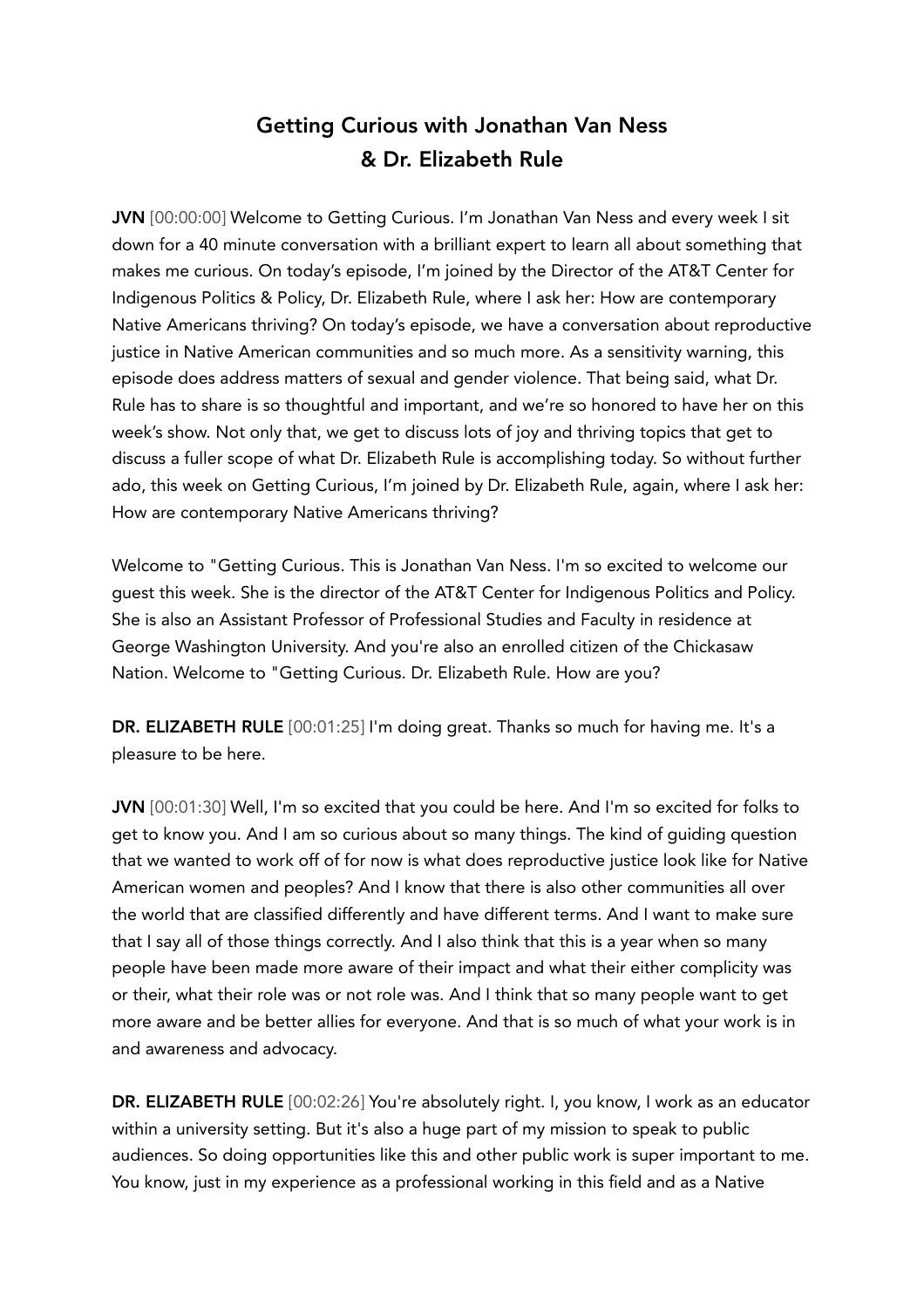# Getting Curious with Jonathan Van Ness & Dr. Elizabeth Rule

**JVN** [00:00:00] Welcome to Getting Curious. I'm Jonathan Van Ness and every week I sit down for a 40 minute conversation with a brilliant expert to learn all about something that makes me curious. On today's episode, I'm joined by the Director of the AT&T Center for Indigenous Politics & Policy, Dr. Elizabeth Rule, where I ask her: How are contemporary Native Americans thriving? On today's episode, we have a conversation about reproductive justice in Native American communities and so much more. As a sensitivity warning, this episode does address matters of sexual and gender violence. That being said, what Dr. Rule has to share is so thoughtful and important, and we're so honored to have her on this week's show. Not only that, we get to discuss lots of joy and thriving topics that get to discuss a fuller scope of what Dr. Elizabeth Rule is accomplishing today. So without further ado, this week on Getting Curious, I'm joined by Dr. Elizabeth Rule, again, where I ask her: How are contemporary Native Americans thriving?

Welcome to "Getting Curious. This is Jonathan Van Ness. I'm so excited to welcome our guest this week. She is the director of the AT&T Center for Indigenous Politics and Policy. She is also an Assistant Professor of Professional Studies and Faculty in residence at George Washington University. And you're also an enrolled citizen of the Chickasaw Nation. Welcome to "Getting Curious. Dr. Elizabeth Rule. How are you?

**DR. ELIZABETH RULE** [00:01:25] I'm doing great. Thanks so much for having me. It's a pleasure to be here.

**JVN** [00:01:30] Well, I'm so excited that you could be here. And I'm so excited for folks to get to know you. And I am so curious about so many things. The kind of guiding question that we wanted to work off of for now is what does reproductive justice look like for Native American women and peoples? And I know that there is also other communities all over the world that are classified differently and have different terms. And I want to make sure that I say all of those things correctly. And I also think that this is a year when so many people have been made more aware of their impact and what their either complicity was or their, what their role was or not role was. And I think that so many people want to get more aware and be better allies for everyone. And that is so much of what your work is in and awareness and advocacy.

**DR. ELIZABETH RULE** [00:02:26] You're absolutely right. I, you know, I work as an educator within a university setting. But it's also a huge part of my mission to speak to public audiences. So doing opportunities like this and other public work is super important to me. You know, just in my experience as a professional working in this field and as a Native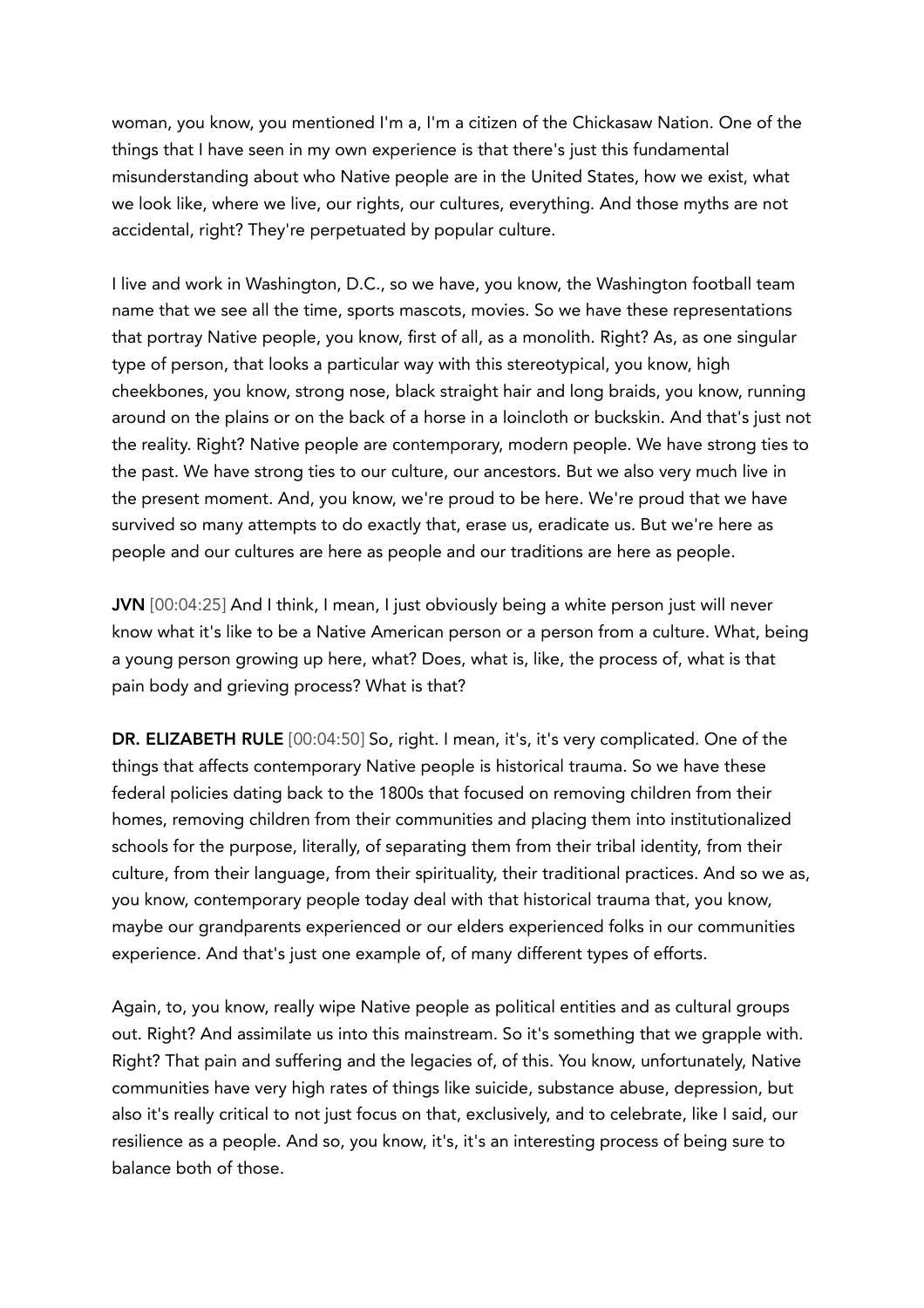woman, you know, you mentioned I'm a, I'm a citizen of the Chickasaw Nation. One of the things that I have seen in my own experience is that there's just this fundamental misunderstanding about who Native people are in the United States, how we exist, what we look like, where we live, our rights, our cultures, everything. And those myths are not accidental, right? They're perpetuated by popular culture.

I live and work in Washington, D.C., so we have, you know, the Washington football team name that we see all the time, sports mascots, movies. So we have these representations that portray Native people, you know, first of all, as a monolith. Right? As, as one singular type of person, that looks a particular way with this stereotypical, you know, high cheekbones, you know, strong nose, black straight hair and long braids, you know, running around on the plains or on the back of a horse in a loincloth or buckskin. And that's just not the reality. Right? Native people are contemporary, modern people. We have strong ties to the past. We have strong ties to our culture, our ancestors. But we also very much live in the present moment. And, you know, we're proud to be here. We're proud that we have survived so many attempts to do exactly that, erase us, eradicate us. But we're here as people and our cultures are here as people and our traditions are here as people.

**JVN** [00:04:25] And I think, I mean, I just obviously being a white person just will never know what it's like to be a Native American person or a person from a culture. What, being a young person growing up here, what? Does, what is, like, the process of, what is that pain body and grieving process? What is that?

**DR. ELIZABETH RULE** [00:04:50] So, right. I mean, it's, it's very complicated. One of the things that affects contemporary Native people is historical trauma. So we have these federal policies dating back to the 1800s that focused on removing children from their homes, removing children from their communities and placing them into institutionalized schools for the purpose, literally, of separating them from their tribal identity, from their culture, from their language, from their spirituality, their traditional practices. And so we as, you know, contemporary people today deal with that historical trauma that, you know, maybe our grandparents experienced or our elders experienced folks in our communities experience. And that's just one example of, of many different types of efforts.

Again, to, you know, really wipe Native people as political entities and as cultural groups out. Right? And assimilate us into this mainstream. So it's something that we grapple with. Right? That pain and suffering and the legacies of, of this. You know, unfortunately, Native communities have very high rates of things like suicide, substance abuse, depression, but also it's really critical to not just focus on that, exclusively, and to celebrate, like I said, our resilience as a people. And so, you know, it's, it's an interesting process of being sure to balance both of those.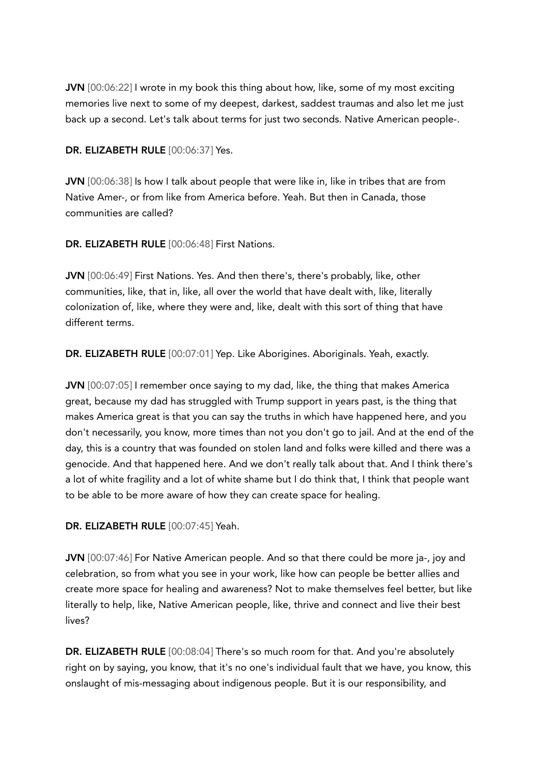**JVN** [00:06:22] I wrote in my book this thing about how, like, some of my most exciting memories live next to some of my deepest, darkest, saddest traumas and also let me just back up a second. Let's talk about terms for just two seconds. Native American people-.

**DR. ELIZABETH RULE** [00:06:37] Yes.

**JVN** [00:06:38] Is how I talk about people that were like in, like in tribes that are from Native Amer-, or from like from America before. Yeah. But then in Canada, those communities are called?

**DR. ELIZABETH RULE** [00:06:48] First Nations.

**JVN** [00:06:49] First Nations. Yes. And then there's, there's probably, like, other communities, like, that in, like, all over the world that have dealt with, like, literally colonization of, like, where they were and, like, dealt with this sort of thing that have different terms.

**DR. ELIZABETH RULE** [00:07:01] Yep. Like Aborigines. Aboriginals. Yeah, exactly.

**JVN** [00:07:05] I remember once saying to my dad, like, the thing that makes America great, because my dad has struggled with Trump support in years past, is the thing that makes America great is that you can say the truths in which have happened here, and you don't necessarily, you know, more times than not you don't go to jail. And at the end of the day, this is a country that was founded on stolen land and folks were killed and there was a genocide. And that happened here. And we don't really talk about that. And I think there's a lot of white fragility and a lot of white shame but I do think that, I think that people want to be able to be more aware of how they can create space for healing.

**DR. ELIZABETH RULE** [00:07:45] Yeah.

**JVN** [00:07:46] For Native American people. And so that there could be more ja-, joy and celebration, so from what you see in your work, like how can people be better allies and create more space for healing and awareness? Not to make themselves feel better, but like literally to help, like, Native American people, like, thrive and connect and live their best lives?

**DR. ELIZABETH RULE** [00:08:04] There's so much room for that. And you're absolutely right on by saying, you know, that it's no one's individual fault that we have, you know, this onslaught of mis-messaging about indigenous people. But it is our responsibility, and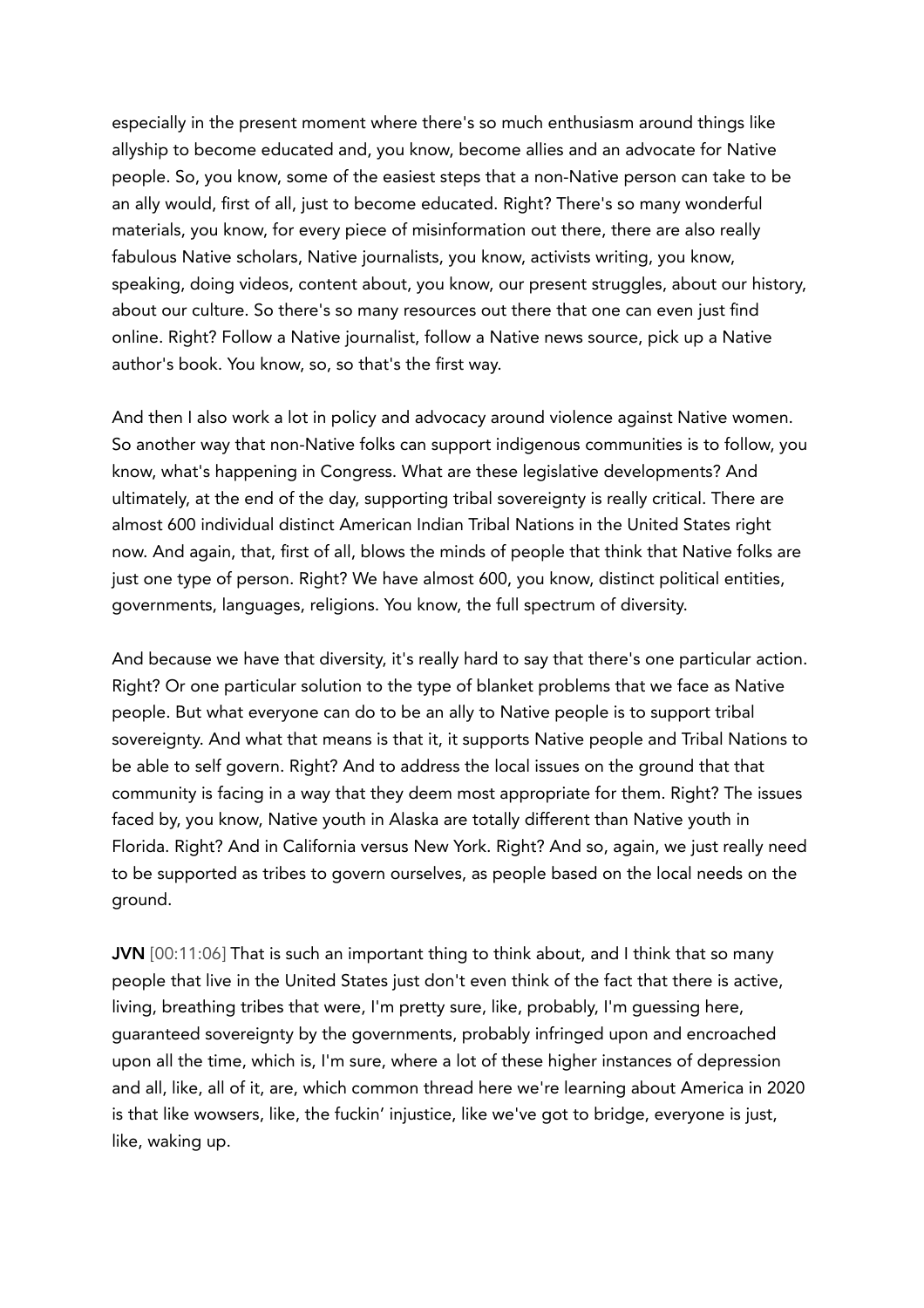especially in the present moment where there's so much enthusiasm around things like allyship to become educated and, you know, become allies and an advocate for Native people. So, you know, some of the easiest steps that a non-Native person can take to be an ally would, first of all, just to become educated. Right? There's so many wonderful materials, you know, for every piece of misinformation out there, there are also really fabulous Native scholars, Native journalists, you know, activists writing, you know, speaking, doing videos, content about, you know, our present struggles, about our history, about our culture. So there's so many resources out there that one can even just find online. Right? Follow a Native journalist, follow a Native news source, pick up a Native author's book. You know, so, so that's the first way.

And then I also work a lot in policy and advocacy around violence against Native women. So another way that non-Native folks can support indigenous communities is to follow, you know, what's happening in Congress. What are these legislative developments? And ultimately, at the end of the day, supporting tribal sovereignty is really critical. There are almost 600 individual distinct American Indian Tribal Nations in the United States right now. And again, that, first of all, blows the minds of people that think that Native folks are just one type of person. Right? We have almost 600, you know, distinct political entities, governments, languages, religions. You know, the full spectrum of diversity.

And because we have that diversity, it's really hard to say that there's one particular action. Right? Or one particular solution to the type of blanket problems that we face as Native people. But what everyone can do to be an ally to Native people is to support tribal sovereignty. And what that means is that it, it supports Native people and Tribal Nations to be able to self govern. Right? And to address the local issues on the ground that that community is facing in a way that they deem most appropriate for them. Right? The issues faced by, you know, Native youth in Alaska are totally different than Native youth in Florida. Right? And in California versus New York. Right? And so, again, we just really need to be supported as tribes to govern ourselves, as people based on the local needs on the ground.

**JVN** [00:11:06] That is such an important thing to think about, and I think that so many people that live in the United States just don't even think of the fact that there is active, living, breathing tribes that were, I'm pretty sure, like, probably, I'm guessing here, guaranteed sovereignty by the governments, probably infringed upon and encroached upon all the time, which is, I'm sure, where a lot of these higher instances of depression and all, like, all of it, are, which common thread here we're learning about America in 2020 is that like wowsers, like, the fuckin' injustice, like we've got to bridge, everyone is just, like, waking up.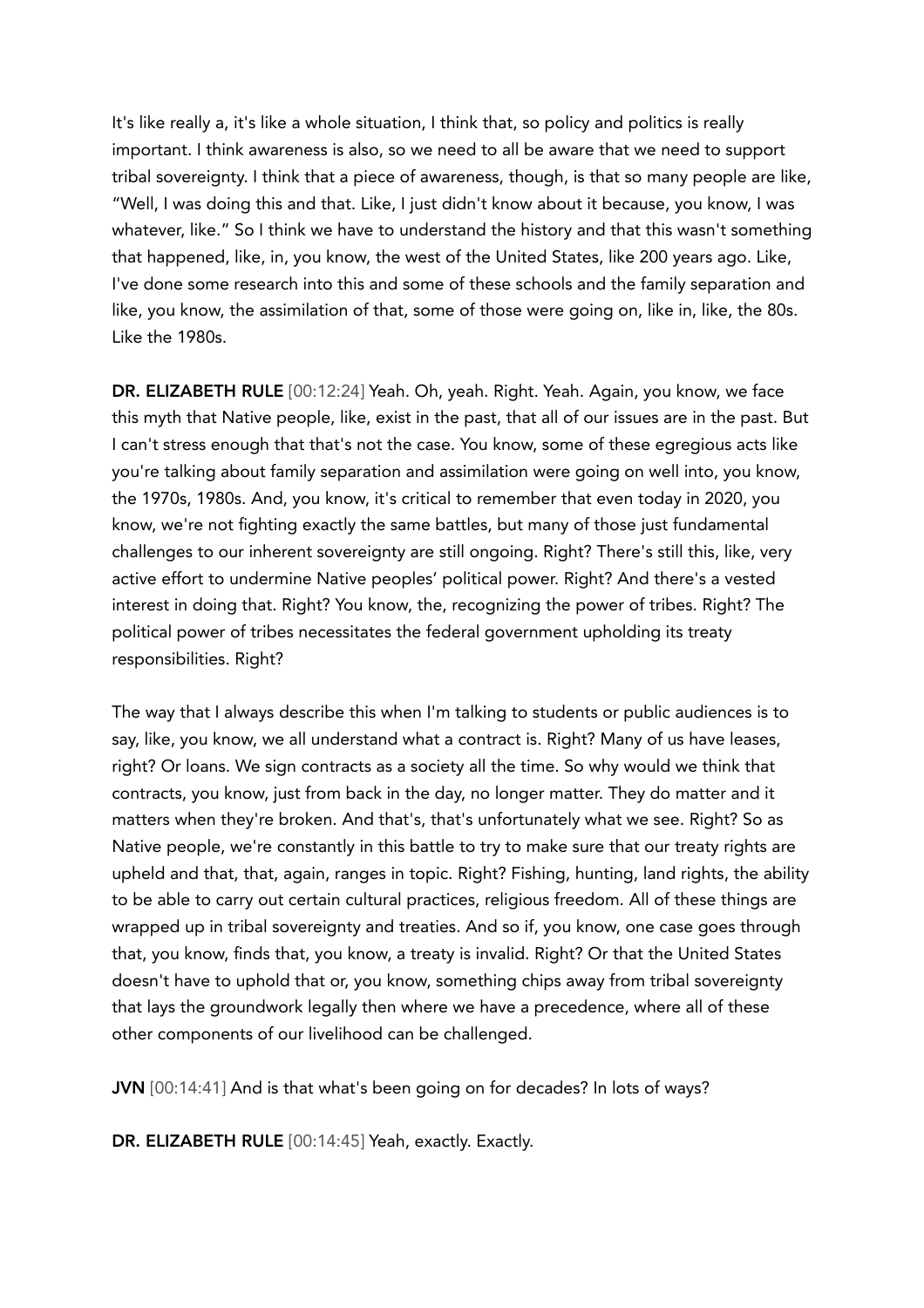It's like really a, it's like a whole situation, I think that, so policy and politics is really important. I think awareness is also, so we need to all be aware that we need to support tribal sovereignty. I think that a piece of awareness, though, is that so many people are like, "Well, I was doing this and that. Like, I just didn't know about it because, you know, I was whatever, like." So I think we have to understand the history and that this wasn't something that happened, like, in, you know, the west of the United States, like 200 years ago. Like, I've done some research into this and some of these schools and the family separation and like, you know, the assimilation of that, some of those were going on, like in, like, the 80s. Like the 1980s.

**DR. ELIZABETH RULE** [00:12:24] Yeah. Oh, yeah. Right. Yeah. Again, you know, we face this myth that Native people, like, exist in the past, that all of our issues are in the past. But I can't stress enough that that's not the case. You know, some of these egregious acts like you're talking about family separation and assimilation were going on well into, you know, the 1970s, 1980s. And, you know, it's critical to remember that even today in 2020, you know, we're not fighting exactly the same battles, but many of those just fundamental challenges to our inherent sovereignty are still ongoing. Right? There's still this, like, very active effort to undermine Native peoples' political power. Right? And there's a vested interest in doing that. Right? You know, the, recognizing the power of tribes. Right? The political power of tribes necessitates the federal government upholding its treaty responsibilities. Right?

The way that I always describe this when I'm talking to students or public audiences is to say, like, you know, we all understand what a contract is. Right? Many of us have leases, right? Or loans. We sign contracts as a society all the time. So why would we think that contracts, you know, just from back in the day, no longer matter. They do matter and it matters when they're broken. And that's, that's unfortunately what we see. Right? So as Native people, we're constantly in this battle to try to make sure that our treaty rights are upheld and that, that, again, ranges in topic. Right? Fishing, hunting, land rights, the ability to be able to carry out certain cultural practices, religious freedom. All of these things are wrapped up in tribal sovereignty and treaties. And so if, you know, one case goes through that, you know, finds that, you know, a treaty is invalid. Right? Or that the United States doesn't have to uphold that or, you know, something chips away from tribal sovereignty that lays the groundwork legally then where we have a precedence, where all of these other components of our livelihood can be challenged.

**JVN** [00:14:41] And is that what's been going on for decades? In lots of ways?

**DR. ELIZABETH RULE** [00:14:45] Yeah, exactly. Exactly.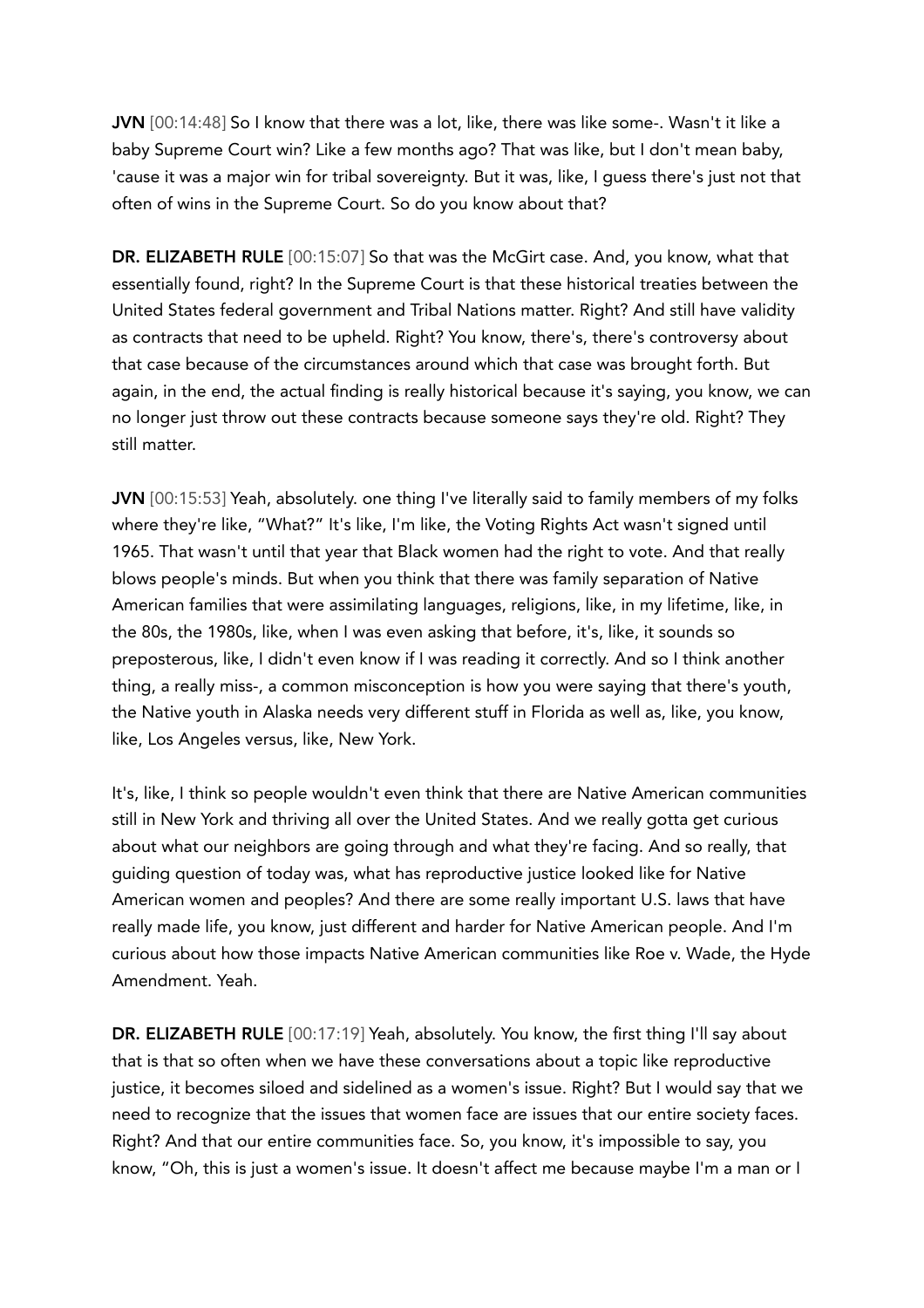**JVN** [00:14:48] So I know that there was a lot, like, there was like some-. Wasn't it like a baby Supreme Court win? Like a few months ago? That was like, but I don't mean baby, 'cause it was a major win for tribal sovereignty. But it was, like, I guess there's just not that often of wins in the Supreme Court. So do you know about that?

**DR. ELIZABETH RULE** [00:15:07] So that was the McGirt case. And, you know, what that essentially found, right? In the Supreme Court is that these historical treaties between the United States federal government and Tribal Nations matter. Right? And still have validity as contracts that need to be upheld. Right? You know, there's, there's controversy about that case because of the circumstances around which that case was brought forth. But again, in the end, the actual finding is really historical because it's saying, you know, we can no longer just throw out these contracts because someone says they're old. Right? They still matter.

**JVN** [00:15:53] Yeah, absolutely. one thing I've literally said to family members of my folks where they're like, "What?" It's like, I'm like, the Voting Rights Act wasn't signed until 1965. That wasn't until that year that Black women had the right to vote. And that really blows people's minds. But when you think that there was family separation of Native American families that were assimilating languages, religions, like, in my lifetime, like, in the 80s, the 1980s, like, when I was even asking that before, it's, like, it sounds so preposterous, like, I didn't even know if I was reading it correctly. And so I think another thing, a really miss-, a common misconception is how you were saying that there's youth, the Native youth in Alaska needs very different stuff in Florida as well as, like, you know, like, Los Angeles versus, like, New York.

It's, like, I think so people wouldn't even think that there are Native American communities still in New York and thriving all over the United States. And we really gotta get curious about what our neighbors are going through and what they're facing. And so really, that guiding question of today was, what has reproductive justice looked like for Native American women and peoples? And there are some really important U.S. laws that have really made life, you know, just different and harder for Native American people. And I'm curious about how those impacts Native American communities like Roe v. Wade, the Hyde Amendment. Yeah.

**DR. ELIZABETH RULE** [00:17:19] Yeah, absolutely. You know, the first thing I'll say about that is that so often when we have these conversations about a topic like reproductive justice, it becomes siloed and sidelined as a women's issue. Right? But I would say that we need to recognize that the issues that women face are issues that our entire society faces. Right? And that our entire communities face. So, you know, it's impossible to say, you know, "Oh, this is just a women's issue. It doesn't affect me because maybe I'm a man or I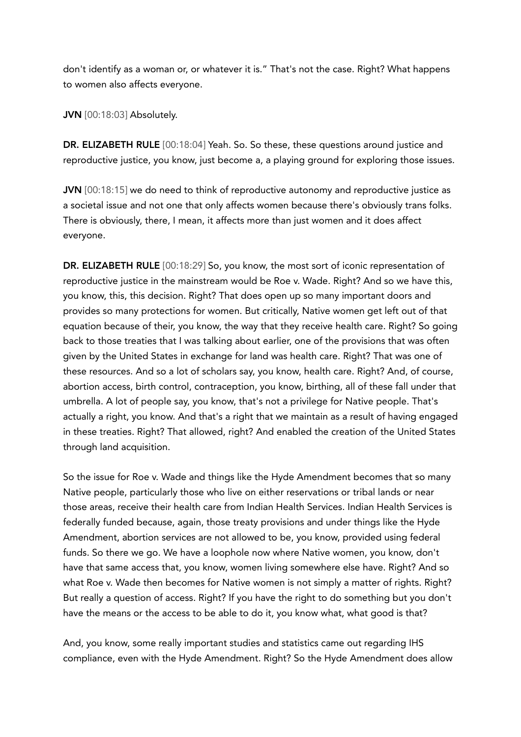don't identify as a woman or, or whatever it is." That's not the case. Right? What happens to women also affects everyone.

**JVN** [00:18:03] Absolutely.

**DR. ELIZABETH RULE** [00:18:04] Yeah. So. So these, these questions around justice and reproductive justice, you know, just become a, a playing ground for exploring those issues.

**JVN** [00:18:15] we do need to think of reproductive autonomy and reproductive justice as a societal issue and not one that only affects women because there's obviously trans folks. There is obviously, there, I mean, it affects more than just women and it does affect everyone.

**DR. ELIZABETH RULE** [00:18:29] So, you know, the most sort of iconic representation of reproductive justice in the mainstream would be Roe v. Wade. Right? And so we have this, you know, this, this decision. Right? That does open up so many important doors and provides so many protections for women. But critically, Native women get left out of that equation because of their, you know, the way that they receive health care. Right? So going back to those treaties that I was talking about earlier, one of the provisions that was often given by the United States in exchange for land was health care. Right? That was one of these resources. And so a lot of scholars say, you know, health care. Right? And, of course, abortion access, birth control, contraception, you know, birthing, all of these fall under that umbrella. A lot of people say, you know, that's not a privilege for Native people. That's actually a right, you know. And that's a right that we maintain as a result of having engaged in these treaties. Right? That allowed, right? And enabled the creation of the United States through land acquisition.

So the issue for Roe v. Wade and things like the Hyde Amendment becomes that so many Native people, particularly those who live on either reservations or tribal lands or near those areas, receive their health care from Indian Health Services. Indian Health Services is federally funded because, again, those treaty provisions and under things like the Hyde Amendment, abortion services are not allowed to be, you know, provided using federal funds. So there we go. We have a loophole now where Native women, you know, don't have that same access that, you know, women living somewhere else have. Right? And so what Roe v. Wade then becomes for Native women is not simply a matter of rights. Right? But really a question of access. Right? If you have the right to do something but you don't have the means or the access to be able to do it, you know what, what good is that?

And, you know, some really important studies and statistics came out regarding IHS compliance, even with the Hyde Amendment. Right? So the Hyde Amendment does allow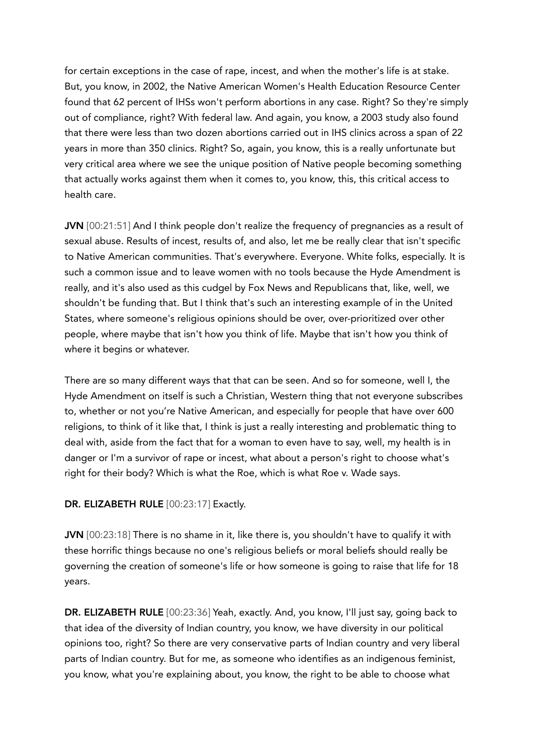for certain exceptions in the case of rape, incest, and when the mother's life is at stake. But, you know, in 2002, the Native American Women's Health Education Resource Center found that 62 percent of IHSs won't perform abortions in any case. Right? So they're simply out of compliance, right? With federal law. And again, you know, a 2003 study also found that there were less than two dozen abortions carried out in IHS clinics across a span of 22 years in more than 350 clinics. Right? So, again, you know, this is a really unfortunate but very critical area where we see the unique position of Native people becoming something that actually works against them when it comes to, you know, this, this critical access to health care.

**JVN** [00:21:51] And I think people don't realize the frequency of pregnancies as a result of sexual abuse. Results of incest, results of, and also, let me be really clear that isn't specific to Native American communities. That's everywhere. Everyone. White folks, especially. It is such a common issue and to leave women with no tools because the Hyde Amendment is really, and it's also used as this cudgel by Fox News and Republicans that, like, well, we shouldn't be funding that. But I think that's such an interesting example of in the United States, where someone's religious opinions should be over, over-prioritized over other people, where maybe that isn't how you think of life. Maybe that isn't how you think of where it begins or whatever.

There are so many different ways that that can be seen. And so for someone, well I, the Hyde Amendment on itself is such a Christian, Western thing that not everyone subscribes to, whether or not you're Native American, and especially for people that have over 600 religions, to think of it like that, I think is just a really interesting and problematic thing to deal with, aside from the fact that for a woman to even have to say, well, my health is in danger or I'm a survivor of rape or incest, what about a person's right to choose what's right for their body? Which is what the Roe, which is what Roe v. Wade says.

**DR. ELIZABETH RULE** [00:23:17] Exactly.

**JVN** [00:23:18] There is no shame in it, like there is, you shouldn't have to qualify it with these horrific things because no one's religious beliefs or moral beliefs should really be governing the creation of someone's life or how someone is going to raise that life for 18 years.

**DR. ELIZABETH RULE** [00:23:36] Yeah, exactly. And, you know, I'll just say, going back to that idea of the diversity of Indian country, you know, we have diversity in our political opinions too, right? So there are very conservative parts of Indian country and very liberal parts of Indian country. But for me, as someone who identifies as an indigenous feminist, you know, what you're explaining about, you know, the right to be able to choose what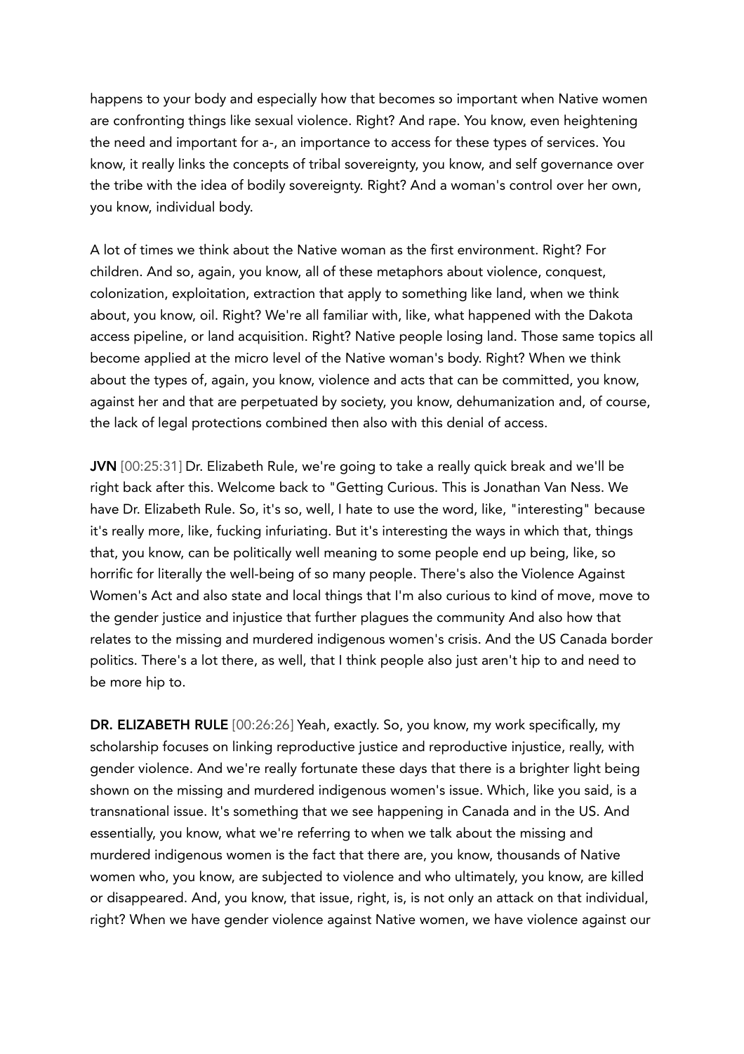happens to your body and especially how that becomes so important when Native women are confronting things like sexual violence. Right? And rape. You know, even heightening the need and important for a-, an importance to access for these types of services. You know, it really links the concepts of tribal sovereignty, you know, and self governance over the tribe with the idea of bodily sovereignty. Right? And a woman's control over her own, you know, individual body.

A lot of times we think about the Native woman as the first environment. Right? For children. And so, again, you know, all of these metaphors about violence, conquest, colonization, exploitation, extraction that apply to something like land, when we think about, you know, oil. Right? We're all familiar with, like, what happened with the Dakota access pipeline, or land acquisition. Right? Native people losing land. Those same topics all become applied at the micro level of the Native woman's body. Right? When we think about the types of, again, you know, violence and acts that can be committed, you know, against her and that are perpetuated by society, you know, dehumanization and, of course, the lack of legal protections combined then also with this denial of access.

**JVN** [00:25:31] Dr. Elizabeth Rule, we're going to take a really quick break and we'll be right back after this. Welcome back to "Getting Curious. This is Jonathan Van Ness. We have Dr. Elizabeth Rule. So, it's so, well, I hate to use the word, like, "interesting" because it's really more, like, fucking infuriating. But it's interesting the ways in which that, things that, you know, can be politically well meaning to some people end up being, like, so horrific for literally the well-being of so many people. There's also the Violence Against Women's Act and also state and local things that I'm also curious to kind of move, move to the gender justice and injustice that further plagues the community And also how that relates to the missing and murdered indigenous women's crisis. And the US Canada border politics. There's a lot there, as well, that I think people also just aren't hip to and need to be more hip to.

**DR. ELIZABETH RULE** [00:26:26] Yeah, exactly. So, you know, my work specifically, my scholarship focuses on linking reproductive justice and reproductive injustice, really, with gender violence. And we're really fortunate these days that there is a brighter light being shown on the missing and murdered indigenous women's issue. Which, like you said, is a transnational issue. It's something that we see happening in Canada and in the US. And essentially, you know, what we're referring to when we talk about the missing and murdered indigenous women is the fact that there are, you know, thousands of Native women who, you know, are subjected to violence and who ultimately, you know, are killed or disappeared. And, you know, that issue, right, is, is not only an attack on that individual, right? When we have gender violence against Native women, we have violence against our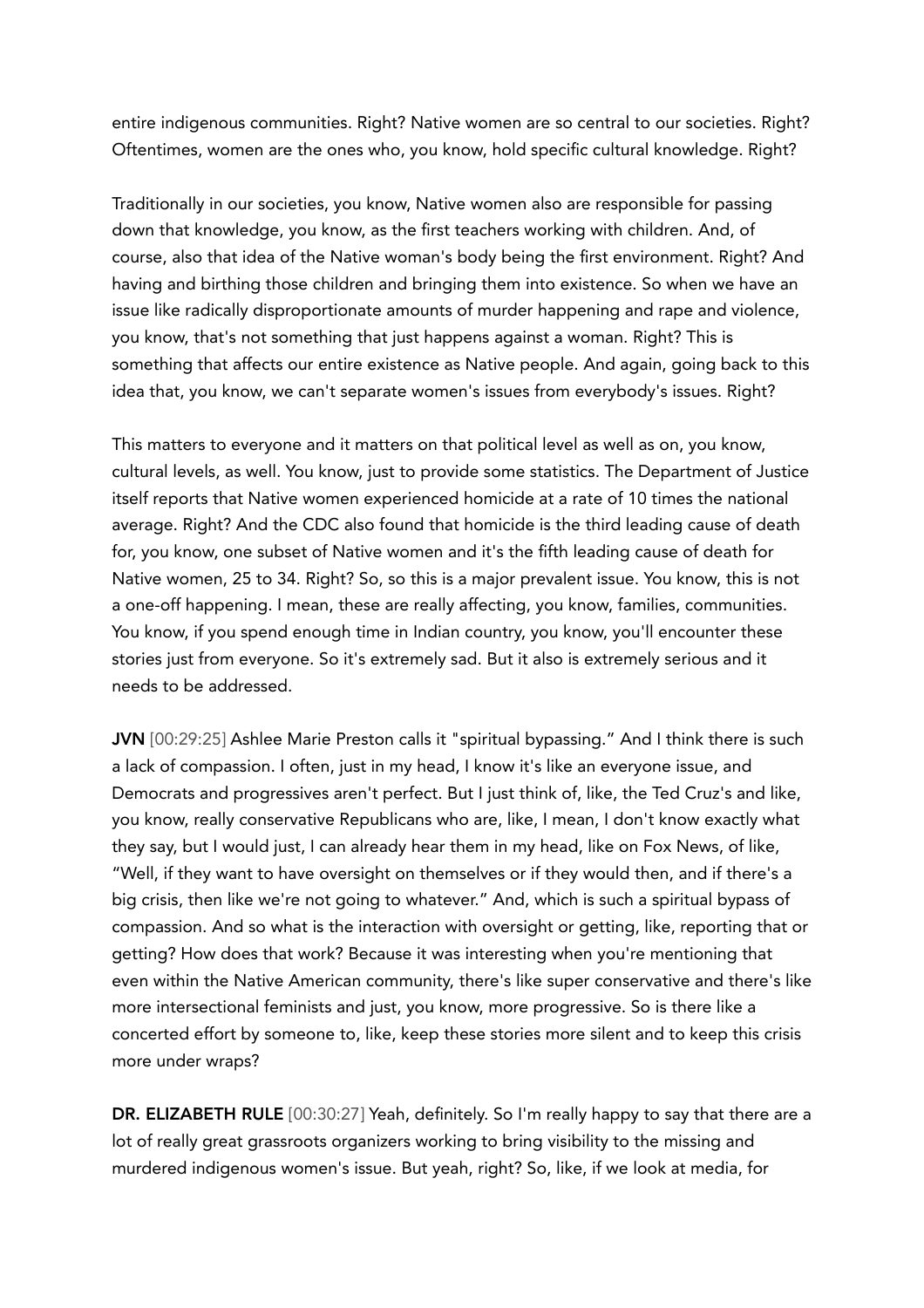entire indigenous communities. Right? Native women are so central to our societies. Right? Oftentimes, women are the ones who, you know, hold specific cultural knowledge. Right?

Traditionally in our societies, you know, Native women also are responsible for passing down that knowledge, you know, as the first teachers working with children. And, of course, also that idea of the Native woman's body being the first environment. Right? And having and birthing those children and bringing them into existence. So when we have an issue like radically disproportionate amounts of murder happening and rape and violence, you know, that's not something that just happens against a woman. Right? This is something that affects our entire existence as Native people. And again, going back to this idea that, you know, we can't separate women's issues from everybody's issues. Right?

This matters to everyone and it matters on that political level as well as on, you know, cultural levels, as well. You know, just to provide some statistics. The Department of Justice itself reports that Native women experienced homicide at a rate of 10 times the national average. Right? And the CDC also found that homicide is the third leading cause of death for, you know, one subset of Native women and it's the fifth leading cause of death for Native women, 25 to 34. Right? So, so this is a major prevalent issue. You know, this is not a one-off happening. I mean, these are really affecting, you know, families, communities. You know, if you spend enough time in Indian country, you know, you'll encounter these stories just from everyone. So it's extremely sad. But it also is extremely serious and it needs to be addressed.

**JVN** [00:29:25] Ashlee Marie Preston calls it "spiritual bypassing." And I think there is such a lack of compassion. I often, just in my head, I know it's like an everyone issue, and Democrats and progressives aren't perfect. But I just think of, like, the Ted Cruz's and like, you know, really conservative Republicans who are, like, I mean, I don't know exactly what they say, but I would just, I can already hear them in my head, like on Fox News, of like, "Well, if they want to have oversight on themselves or if they would then, and if there's a big crisis, then like we're not going to whatever." And, which is such a spiritual bypass of compassion. And so what is the interaction with oversight or getting, like, reporting that or getting? How does that work? Because it was interesting when you're mentioning that even within the Native American community, there's like super conservative and there's like more intersectional feminists and just, you know, more progressive. So is there like a concerted effort by someone to, like, keep these stories more silent and to keep this crisis more under wraps?

**DR. ELIZABETH RULE** [00:30:27] Yeah, definitely. So I'm really happy to say that there are a lot of really great grassroots organizers working to bring visibility to the missing and murdered indigenous women's issue. But yeah, right? So, like, if we look at media, for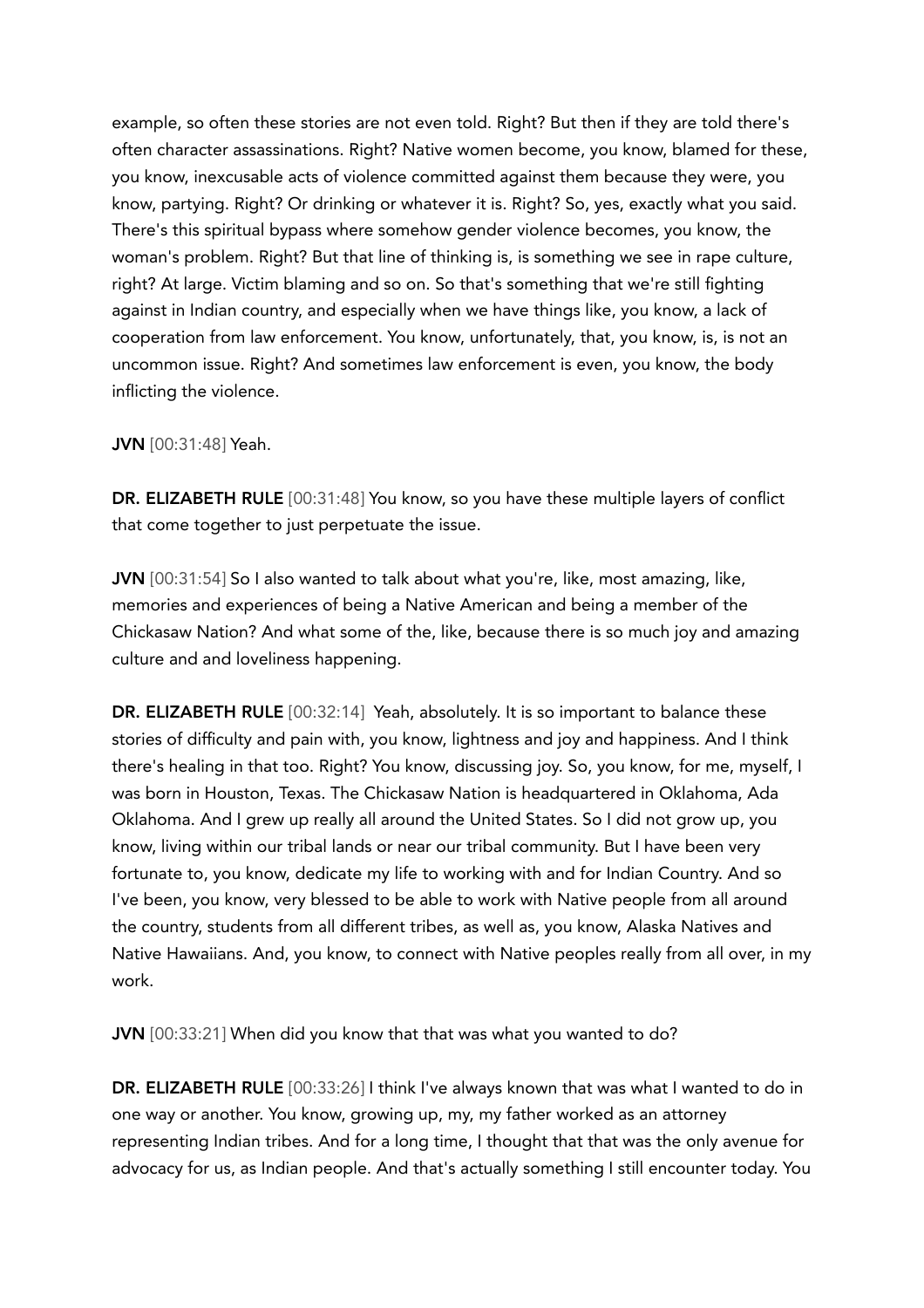example, so often these stories are not even told. Right? But then if they are told there's often character assassinations. Right? Native women become, you know, blamed for these, you know, inexcusable acts of violence committed against them because they were, you know, partying. Right? Or drinking or whatever it is. Right? So, yes, exactly what you said. There's this spiritual bypass where somehow gender violence becomes, you know, the woman's problem. Right? But that line of thinking is, is something we see in rape culture, right? At large. Victim blaming and so on. So that's something that we're still fighting against in Indian country, and especially when we have things like, you know, a lack of cooperation from law enforcement. You know, unfortunately, that, you know, is, is not an uncommon issue. Right? And sometimes law enforcement is even, you know, the body inflicting the violence.

**JVN** [00:31:48] Yeah.

**DR. ELIZABETH RULE** [00:31:48] You know, so you have these multiple layers of conflict that come together to just perpetuate the issue.

**JVN** [00:31:54] So I also wanted to talk about what you're, like, most amazing, like, memories and experiences of being a Native American and being a member of the Chickasaw Nation? And what some of the, like, because there is so much joy and amazing culture and and loveliness happening.

**DR. ELIZABETH RULE** [00:32:14] Yeah, absolutely. It is so important to balance these stories of difficulty and pain with, you know, lightness and joy and happiness. And I think there's healing in that too. Right? You know, discussing joy. So, you know, for me, myself, I was born in Houston, Texas. The Chickasaw Nation is headquartered in Oklahoma, Ada Oklahoma. And I grew up really all around the United States. So I did not grow up, you know, living within our tribal lands or near our tribal community. But I have been very fortunate to, you know, dedicate my life to working with and for Indian Country. And so I've been, you know, very blessed to be able to work with Native people from all around the country, students from all different tribes, as well as, you know, Alaska Natives and Native Hawaiians. And, you know, to connect with Native peoples really from all over, in my work.

**JVN** [00:33:21] When did you know that that was what you wanted to do?

**DR. ELIZABETH RULE** [00:33:26] I think I've always known that was what I wanted to do in one way or another. You know, growing up, my, my father worked as an attorney representing Indian tribes. And for a long time, I thought that that was the only avenue for advocacy for us, as Indian people. And that's actually something I still encounter today. You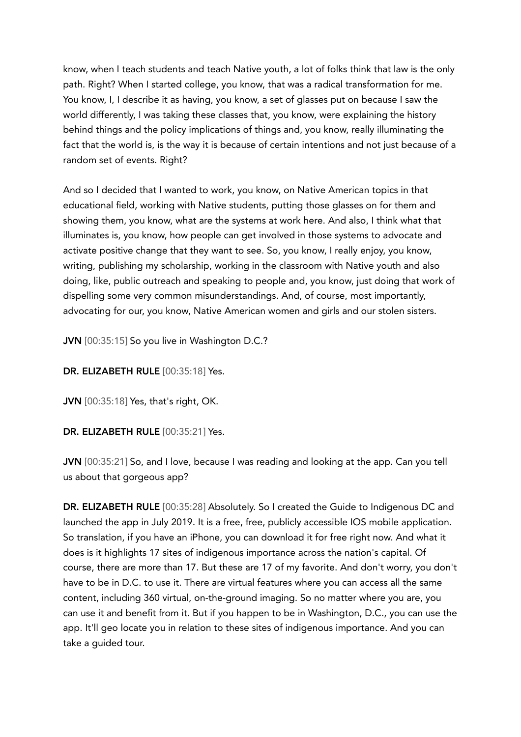know, when I teach students and teach Native youth, a lot of folks think that law is the only path. Right? When I started college, you know, that was a radical transformation for me. You know, I, I describe it as having, you know, a set of glasses put on because I saw the world differently, I was taking these classes that, you know, were explaining the history behind things and the policy implications of things and, you know, really illuminating the fact that the world is, is the way it is because of certain intentions and not just because of a random set of events. Right?

And so I decided that I wanted to work, you know, on Native American topics in that educational field, working with Native students, putting those glasses on for them and showing them, you know, what are the systems at work here. And also, I think what that illuminates is, you know, how people can get involved in those systems to advocate and activate positive change that they want to see. So, you know, I really enjoy, you know, writing, publishing my scholarship, working in the classroom with Native youth and also doing, like, public outreach and speaking to people and, you know, just doing that work of dispelling some very common misunderstandings. And, of course, most importantly, advocating for our, you know, Native American women and girls and our stolen sisters.

**JVN** [00:35:15] So you live in Washington D.C.?

**DR. ELIZABETH RULE** [00:35:18] Yes.

**JVN** [00:35:18] Yes, that's right, OK.

**DR. ELIZABETH RULE** [00:35:21] Yes.

**JVN** [00:35:21] So, and I love, because I was reading and looking at the app. Can you tell us about that gorgeous app?

**DR. ELIZABETH RULE** [00:35:28] Absolutely. So I created the Guide to Indigenous DC and launched the app in July 2019. It is a free, free, publicly accessible IOS mobile application. So translation, if you have an iPhone, you can download it for free right now. And what it does is it highlights 17 sites of indigenous importance across the nation's capital. Of course, there are more than 17. But these are 17 of my favorite. And don't worry, you don't have to be in D.C. to use it. There are virtual features where you can access all the same content, including 360 virtual, on-the-ground imaging. So no matter where you are, you can use it and benefit from it. But if you happen to be in Washington, D.C., you can use the app. It'll geo locate you in relation to these sites of indigenous importance. And you can take a guided tour.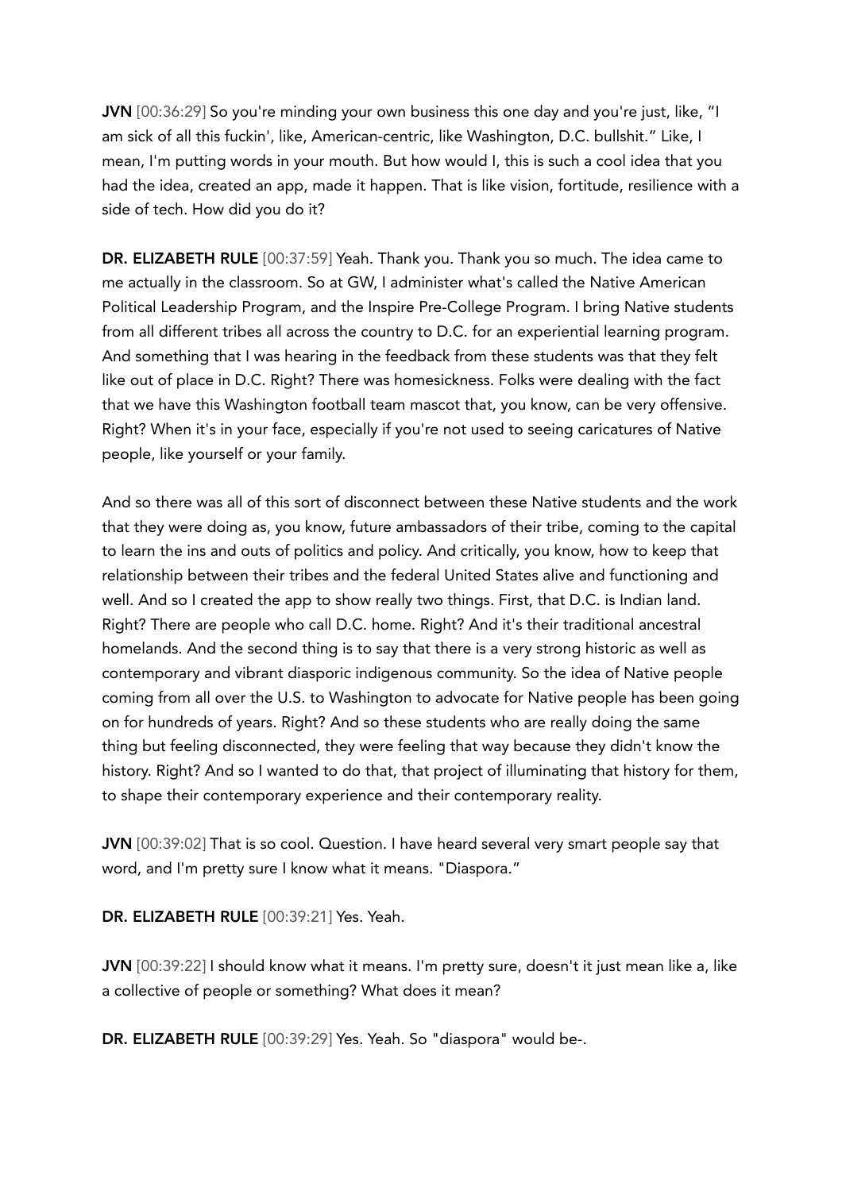**JVN** [00:36:29] So you're minding your own business this one day and you're just, like, "I am sick of all this fuckin', like, American-centric, like Washington, D.C. bullshit." Like, I mean, I'm putting words in your mouth. But how would I, this is such a cool idea that you had the idea, created an app, made it happen. That is like vision, fortitude, resilience with a side of tech. How did you do it?

**DR. ELIZABETH RULE** [00:37:59] Yeah. Thank you. Thank you so much. The idea came to me actually in the classroom. So at GW, I administer what's called the Native American Political Leadership Program, and the Inspire Pre-College Program. I bring Native students from all different tribes all across the country to D.C. for an experiential learning program. And something that I was hearing in the feedback from these students was that they felt like out of place in D.C. Right? There was homesickness. Folks were dealing with the fact that we have this Washington football team mascot that, you know, can be very offensive. Right? When it's in your face, especially if you're not used to seeing caricatures of Native people, like yourself or your family.

And so there was all of this sort of disconnect between these Native students and the work that they were doing as, you know, future ambassadors of their tribe, coming to the capital to learn the ins and outs of politics and policy. And critically, you know, how to keep that relationship between their tribes and the federal United States alive and functioning and well. And so I created the app to show really two things. First, that D.C. is Indian land. Right? There are people who call D.C. home. Right? And it's their traditional ancestral homelands. And the second thing is to say that there is a very strong historic as well as contemporary and vibrant diasporic indigenous community. So the idea of Native people coming from all over the U.S. to Washington to advocate for Native people has been going on for hundreds of years. Right? And so these students who are really doing the same thing but feeling disconnected, they were feeling that way because they didn't know the history. Right? And so I wanted to do that, that project of illuminating that history for them, to shape their contemporary experience and their contemporary reality.

**JVN** [00:39:02] That is so cool. Question. I have heard several very smart people say that word, and I'm pretty sure I know what it means. "Diaspora."

**DR. ELIZABETH RULE** [00:39:21] Yes. Yeah.

**JVN** [00:39:22] I should know what it means. I'm pretty sure, doesn't it just mean like a, like a collective of people or something? What does it mean?

**DR. ELIZABETH RULE** [00:39:29] Yes. Yeah. So "diaspora" would be-.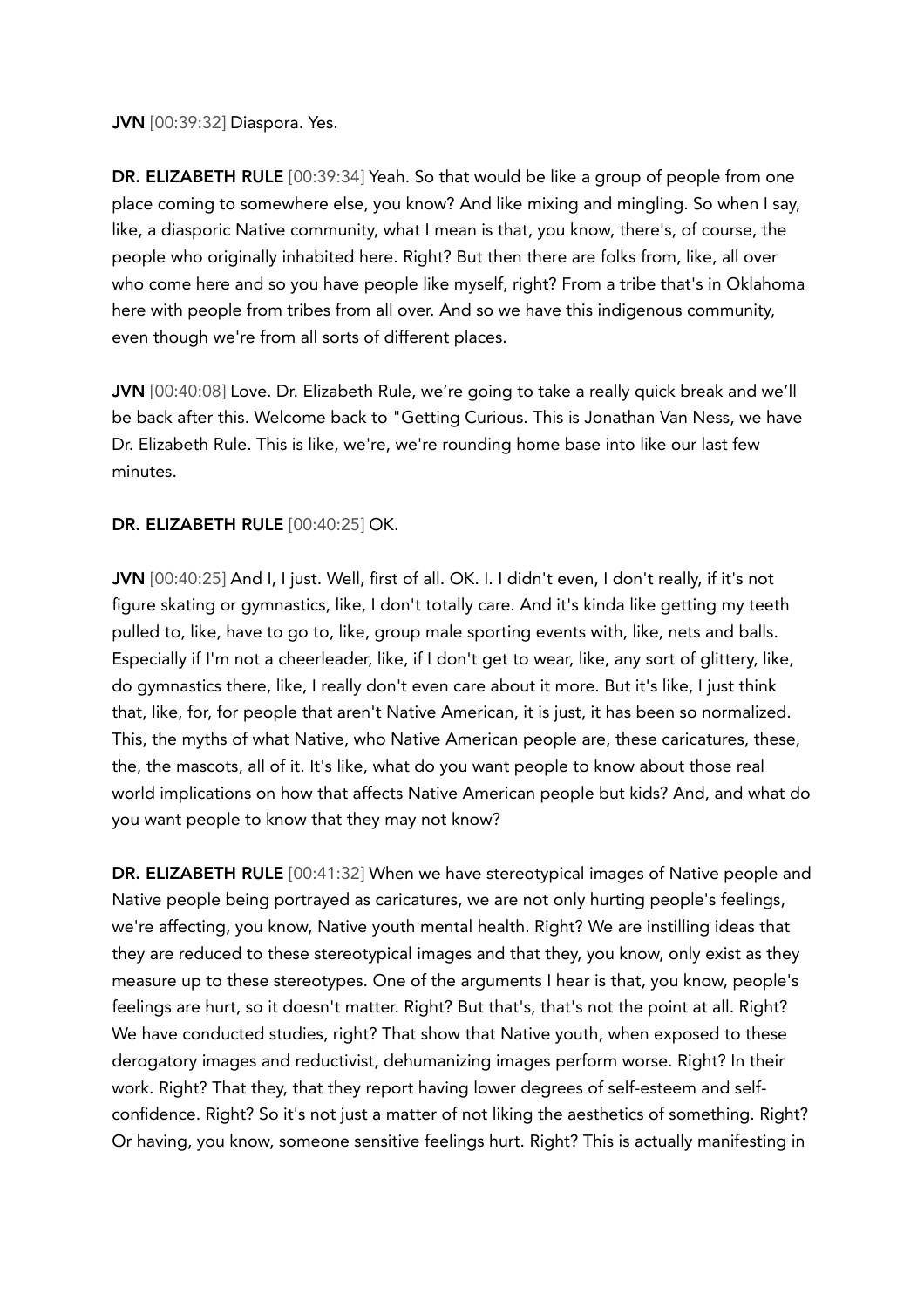**JVN** [00:39:32] Diaspora. Yes.

**DR. ELIZABETH RULE** [00:39:34] Yeah. So that would be like a group of people from one place coming to somewhere else, you know? And like mixing and mingling. So when I say, like, a diasporic Native community, what I mean is that, you know, there's, of course, the people who originally inhabited here. Right? But then there are folks from, like, all over who come here and so you have people like myself, right? From a tribe that's in Oklahoma here with people from tribes from all over. And so we have this indigenous community, even though we're from all sorts of different places.

**JVN** [00:40:08] Love. Dr. Elizabeth Rule, we're going to take a really quick break and we'll be back after this. Welcome back to "Getting Curious. This is Jonathan Van Ness, we have Dr. Elizabeth Rule. This is like, we're, we're rounding home base into like our last few minutes.

**DR. ELIZABETH RULE** [00:40:25] OK.

**JVN** [00:40:25] And I, I just. Well, first of all. OK. I. I didn't even, I don't really, if it's not figure skating or gymnastics, like, I don't totally care. And it's kinda like getting my teeth pulled to, like, have to go to, like, group male sporting events with, like, nets and balls. Especially if I'm not a cheerleader, like, if I don't get to wear, like, any sort of glittery, like, do gymnastics there, like, I really don't even care about it more. But it's like, I just think that, like, for, for people that aren't Native American, it is just, it has been so normalized. This, the myths of what Native, who Native American people are, these caricatures, these, the, the mascots, all of it. It's like, what do you want people to know about those real world implications on how that affects Native American people but kids? And, and what do you want people to know that they may not know?

**DR. ELIZABETH RULE** [00:41:32] When we have stereotypical images of Native people and Native people being portrayed as caricatures, we are not only hurting people's feelings, we're affecting, you know, Native youth mental health. Right? We are instilling ideas that they are reduced to these stereotypical images and that they, you know, only exist as they measure up to these stereotypes. One of the arguments I hear is that, you know, people's feelings are hurt, so it doesn't matter. Right? But that's, that's not the point at all. Right? We have conducted studies, right? That show that Native youth, when exposed to these derogatory images and reductivist, dehumanizing images perform worse. Right? In their work. Right? That they, that they report having lower degrees of self-esteem and self-confidence. Right? So it's not just a matter of not liking the aesthetics of something. Right? Or having, you know, someone sensitive feelings hurt. Right? This is actually manifesting in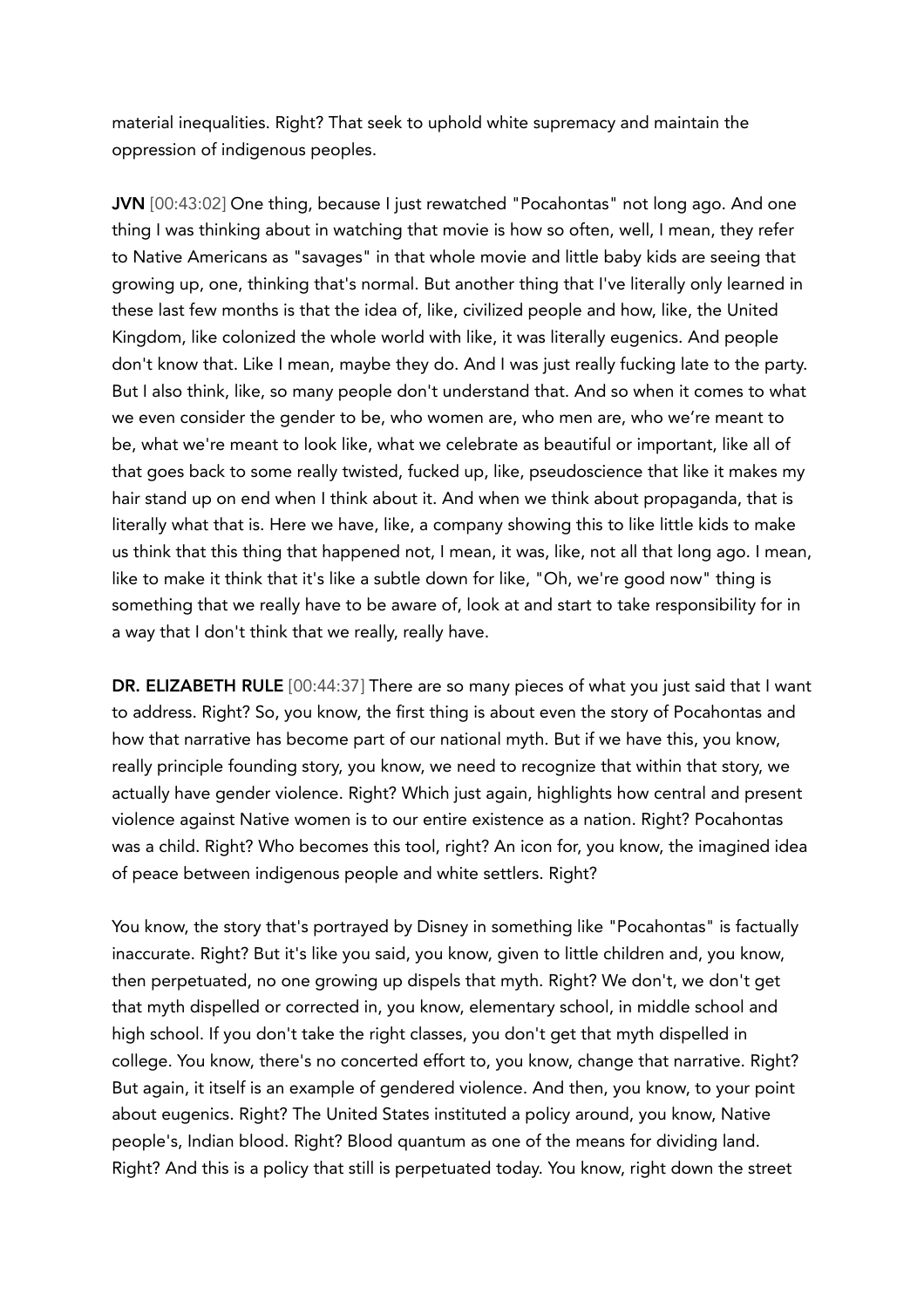material inequalities. Right? That seek to uphold white supremacy and maintain the oppression of indigenous peoples.

**JVN** [00:43:02] One thing, because I just rewatched "Pocahontas" not long ago. And one thing I was thinking about in watching that movie is how so often, well, I mean, they refer to Native Americans as "savages" in that whole movie and little baby kids are seeing that growing up, one, thinking that's normal. But another thing that I've literally only learned in these last few months is that the idea of, like, civilized people and how, like, the United Kingdom, like colonized the whole world with like, it was literally eugenics. And people don't know that. Like I mean, maybe they do. And I was just really fucking late to the party. But I also think, like, so many people don't understand that. And so when it comes to what we even consider the gender to be, who women are, who men are, who we're meant to be, what we're meant to look like, what we celebrate as beautiful or important, like all of that goes back to some really twisted, fucked up, like, pseudoscience that like it makes my hair stand up on end when I think about it. And when we think about propaganda, that is literally what that is. Here we have, like, a company showing this to like little kids to make us think that this thing that happened not, I mean, it was, like, not all that long ago. I mean, like to make it think that it's like a subtle down for like, "Oh, we're good now" thing is something that we really have to be aware of, look at and start to take responsibility for in a way that I don't think that we really, really have.

**DR. ELIZABETH RULE** [00:44:37] There are so many pieces of what you just said that I want to address. Right? So, you know, the first thing is about even the story of Pocahontas and how that narrative has become part of our national myth. But if we have this, you know, really principle founding story, you know, we need to recognize that within that story, we actually have gender violence. Right? Which just again, highlights how central and present violence against Native women is to our entire existence as a nation. Right? Pocahontas was a child. Right? Who becomes this tool, right? An icon for, you know, the imagined idea of peace between indigenous people and white settlers. Right?

You know, the story that's portrayed by Disney in something like "Pocahontas" is factually inaccurate. Right? But it's like you said, you know, given to little children and, you know, then perpetuated, no one growing up dispels that myth. Right? We don't, we don't get that myth dispelled or corrected in, you know, elementary school, in middle school and high school. If you don't take the right classes, you don't get that myth dispelled in college. You know, there's no concerted effort to, you know, change that narrative. Right? But again, it itself is an example of gendered violence. And then, you know, to your point about eugenics. Right? The United States instituted a policy around, you know, Native people's, Indian blood. Right? Blood quantum as one of the means for dividing land. Right? And this is a policy that still is perpetuated today. You know, right down the street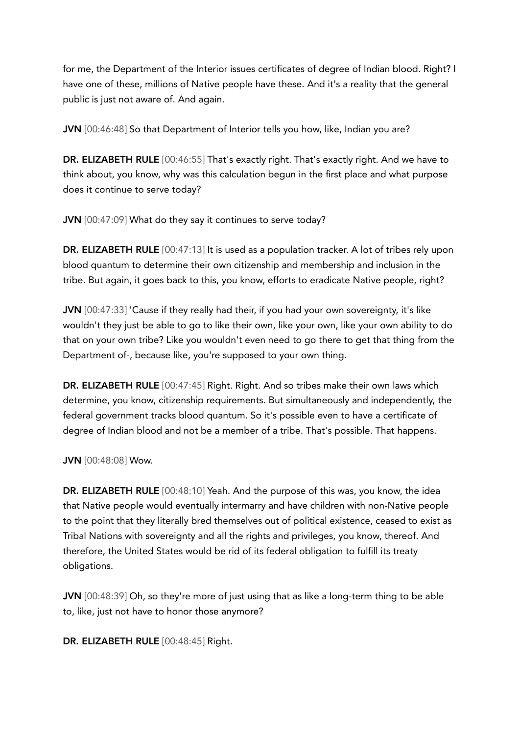for me, the Department of the Interior issues certificates of degree of Indian blood. Right? I have one of these, millions of Native people have these. And it's a reality that the general public is just not aware of. And again.

**JVN** [00:46:48] So that Department of Interior tells you how, like, Indian you are?

**DR. ELIZABETH RULE** [00:46:55] That's exactly right. That's exactly right. And we have to think about, you know, why was this calculation begun in the first place and what purpose does it continue to serve today?

**JVN** [00:47:09] What do they say it continues to serve today?

**DR. ELIZABETH RULE** [00:47:13] It is used as a population tracker. A lot of tribes rely upon blood quantum to determine their own citizenship and membership and inclusion in the tribe. But again, it goes back to this, you know, efforts to eradicate Native people, right?

**JVN** [00:47:33] 'Cause if they really had their, if you had your own sovereignty, it's like wouldn't they just be able to go to like their own, like your own, like your own ability to do that on your own tribe? Like you wouldn't even need to go there to get that thing from the Department of-, because like, you're supposed to your own thing.

**DR. ELIZABETH RULE** [00:47:45] Right. Right. And so tribes make their own laws which determine, you know, citizenship requirements. But simultaneously and independently, the federal government tracks blood quantum. So it's possible even to have a certificate of degree of Indian blood and not be a member of a tribe. That's possible. That happens.

**JVN** [00:48:08] Wow.

**DR. ELIZABETH RULE** [00:48:10] Yeah. And the purpose of this was, you know, the idea that Native people would eventually intermarry and have children with non-Native people to the point that they literally bred themselves out of political existence, ceased to exist as Tribal Nations with sovereignty and all the rights and privileges, you know, thereof. And therefore, the United States would be rid of its federal obligation to fulfill its treaty obligations.

**JVN** [00:48:39] Oh, so they're more of just using that as like a long-term thing to be able to, like, just not have to honor those anymore?

**DR. ELIZABETH RULE** [00:48:45] Right.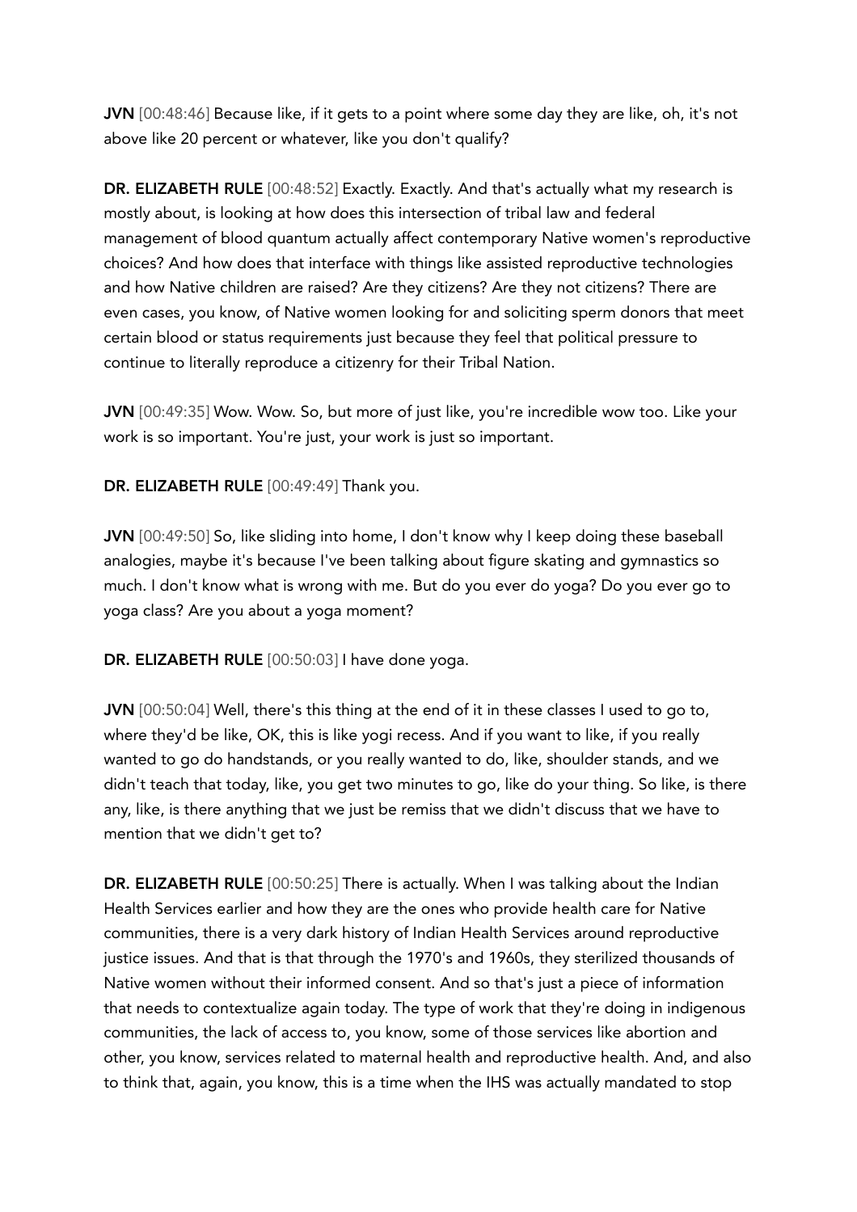**JVN** [00:48:46] Because like, if it gets to a point where some day they are like, oh, it's not above like 20 percent or whatever, like you don't qualify?

**DR. ELIZABETH RULE** [00:48:52] Exactly. Exactly. And that's actually what my research is mostly about, is looking at how does this intersection of tribal law and federal management of blood quantum actually affect contemporary Native women's reproductive choices? And how does that interface with things like assisted reproductive technologies and how Native children are raised? Are they citizens? Are they not citizens? There are even cases, you know, of Native women looking for and soliciting sperm donors that meet certain blood or status requirements just because they feel that political pressure to continue to literally reproduce a citizenry for their Tribal Nation.

**JVN** [00:49:35] Wow. Wow. So, but more of just like, you're incredible wow too. Like your work is so important. You're just, your work is just so important.

**DR. ELIZABETH RULE** [00:49:49] Thank you.

**JVN** [00:49:50] So, like sliding into home, I don't know why I keep doing these baseball analogies, maybe it's because I've been talking about figure skating and gymnastics so much. I don't know what is wrong with me. But do you ever do yoga? Do you ever go to yoga class? Are you about a yoga moment?

**DR. ELIZABETH RULE** [00:50:03] I have done yoga.

**JVN** [00:50:04] Well, there's this thing at the end of it in these classes I used to go to, where they'd be like, OK, this is like yogi recess. And if you want to like, if you really wanted to go do handstands, or you really wanted to do, like, shoulder stands, and we didn't teach that today, like, you get two minutes to go, like do your thing. So like, is there any, like, is there anything that we just be remiss that we didn't discuss that we have to mention that we didn't get to?

**DR. ELIZABETH RULE** [00:50:25] There is actually. When I was talking about the Indian Health Services earlier and how they are the ones who provide health care for Native communities, there is a very dark history of Indian Health Services around reproductive justice issues. And that is that through the 1970's and 1960s, they sterilized thousands of Native women without their informed consent. And so that's just a piece of information that needs to contextualize again today. The type of work that they're doing in indigenous communities, the lack of access to, you know, some of those services like abortion and other, you know, services related to maternal health and reproductive health. And, and also to think that, again, you know, this is a time when the IHS was actually mandated to stop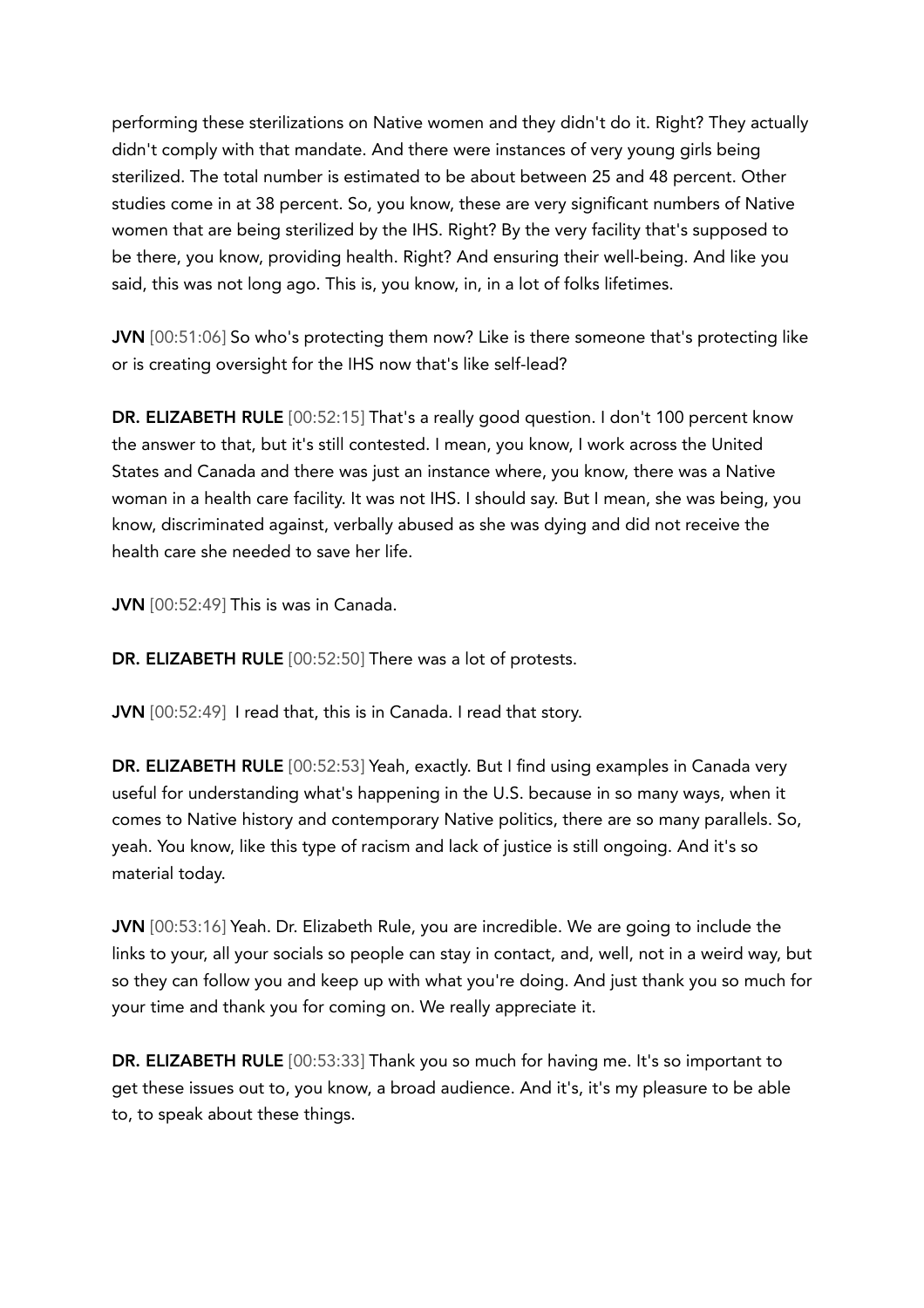performing these sterilizations on Native women and they didn't do it. Right? They actually didn't comply with that mandate. And there were instances of very young girls being sterilized. The total number is estimated to be about between 25 and 48 percent. Other studies come in at 38 percent. So, you know, these are very significant numbers of Native women that are being sterilized by the IHS. Right? By the very facility that's supposed to be there, you know, providing health. Right? And ensuring their well-being. And like you said, this was not long ago. This is, you know, in, in a lot of folks lifetimes.

**JVN** [00:51:06] So who's protecting them now? Like is there someone that's protecting like or is creating oversight for the IHS now that's like self-lead?

**DR. ELIZABETH RULE** [00:52:15] That's a really good question. I don't 100 percent know the answer to that, but it's still contested. I mean, you know, I work across the United States and Canada and there was just an instance where, you know, there was a Native woman in a health care facility. It was not IHS. I should say. But I mean, she was being, you know, discriminated against, verbally abused as she was dying and did not receive the health care she needed to save her life.

**JVN** [00:52:49] This is was in Canada.

**DR. ELIZABETH RULE** [00:52:50] There was a lot of protests.

**JVN** [00:52:49] I read that, this is in Canada. I read that story.

**DR. ELIZABETH RULE** [00:52:53] Yeah, exactly. But I find using examples in Canada very useful for understanding what's happening in the U.S. because in so many ways, when it comes to Native history and contemporary Native politics, there are so many parallels. So, yeah. You know, like this type of racism and lack of justice is still ongoing. And it's so material today.

**JVN** [00:53:16] Yeah. Dr. Elizabeth Rule, you are incredible. We are going to include the links to your, all your socials so people can stay in contact, and, well, not in a weird way, but so they can follow you and keep up with what you're doing. And just thank you so much for your time and thank you for coming on. We really appreciate it.

**DR. ELIZABETH RULE** [00:53:33] Thank you so much for having me. It's so important to get these issues out to, you know, a broad audience. And it's, it's my pleasure to be able to, to speak about these things.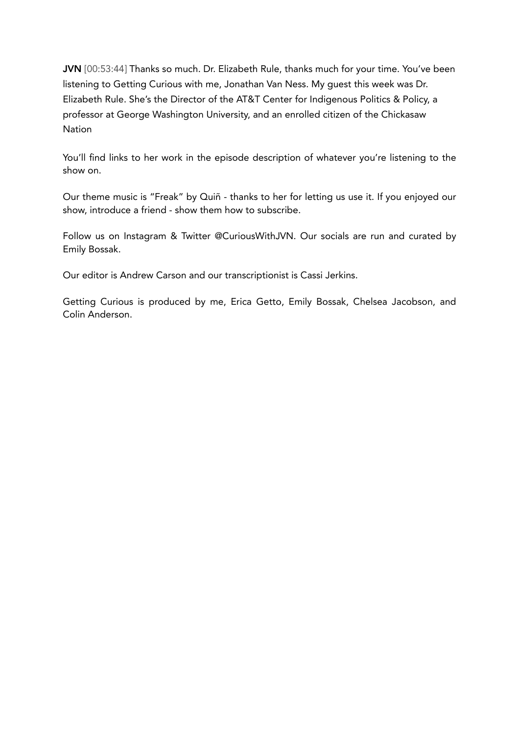**JVN** [00:53:44] Thanks so much. Dr. Elizabeth Rule, thanks much for your time. You've been listening to Getting Curious with me, Jonathan Van Ness. My guest this week was Dr. Elizabeth Rule. She's the Director of the AT&T Center for Indigenous Politics & Policy, a professor at George Washington University, and an enrolled citizen of the Chickasaw Nation

You'll find links to her work in the episode description of whatever you're listening to the show on.

Our theme music is "Freak" by Quiñ - thanks to her for letting us use it. If you enjoyed our show, introduce a friend - show them how to subscribe.

Follow us on Instagram & Twitter @CuriousWithJVN. Our socials are run and curated by Emily Bossak.

Our editor is Andrew Carson and our transcriptionist is Cassi Jerkins.

Getting Curious is produced by me, Erica Getto, Emily Bossak, Chelsea Jacobson, and Colin Anderson.